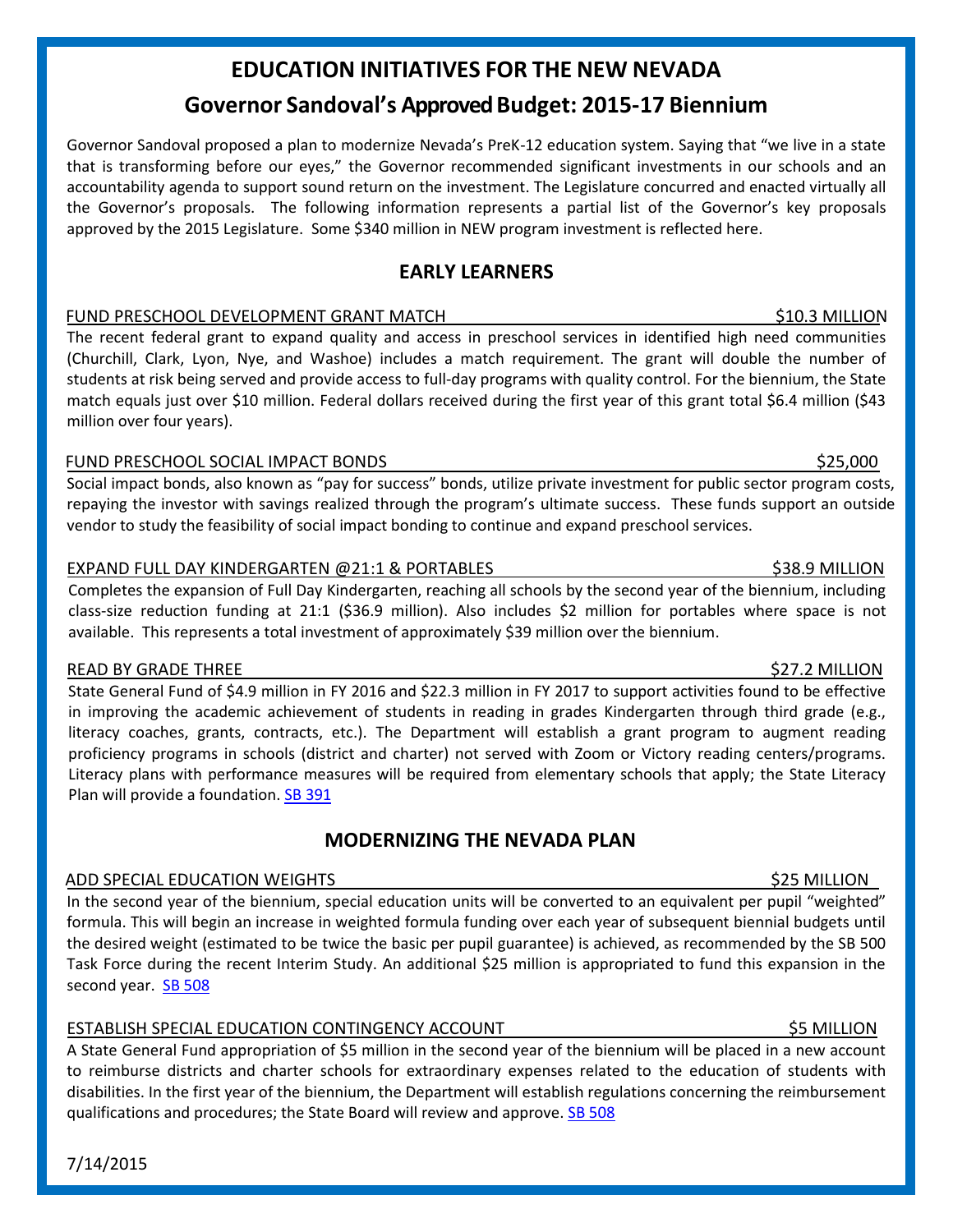# EDUCATION INITIATIVES FOR THE NEW NEVADA

## Governor Sandoval's Approved Budget: 2015-17 Biennium

Governor Sandoval proposed a plan to modernize Nevada's PreK-12 education system. Saying that "we live in a state that is transforming before our eyes," the Governor recommended significant investments in our schools and an accountability agenda to support sound return on the investment. The Legislature concurred and enacted virtually all the Governor's proposals. The following information represents a partial list of the Governor's key proposals approved by the 2015 Legislature. Some $340 million in NEW program investment is reflected here.

## EARLY LEARNERS

**FUND PRESCHOOL DEVELOPMENT GRANT MATCH — $10.3 MILLION**

The recent federal grant to expand quality and access in preschool services in identified high need communities (Churchill, Clark, Lyon, Nye, and Washoe) includes a match requirement. The grant will double the number of students at risk being served and provide access to full-day programs with quality control. For the biennium, the State match equals just over $10 million. Federal dollars received during the first year of this grant total $6.4 million ($43 million over four years).

**FUND PRESCHOOL SOCIAL IMPACT BONDS — $25,000**

Social impact bonds, also known as "pay for success" bonds, utilize private investment for public sector program costs, repaying the investor with savings realized through the program's ultimate success. These funds support an outside vendor to study the feasibility of social impact bonding to continue and expand preschool services.

**EXPAND FULL DAY KINDERGARTEN @21:1 & PORTABLES — $38.9 MILLION**

Completes the expansion of Full Day Kindergarten, reaching all schools by the second year of the biennium, including class-size reduction funding at 21:1 ($36.9 million). Also includes $2 million for portables where space is not available. This represents a total investment of approximately $39 million over the biennium.

**READ BY GRADE THREE — $27.2 MILLION**

State General Fund of $4.9 million in FY 2016 and $22.3 million in FY 2017 to support activities found to be effective in improving the academic achievement of students in reading in grades Kindergarten through third grade (e.g., literacy coaches, grants, contracts, etc.). The Department will establish a grant program to augment reading proficiency programs in schools (district and charter) not served with Zoom or Victory reading centers/programs. Literacy plans with performance measures will be required from elementary schools that apply; the State Literacy Plan will provide a foundation. SB 391

## MODERNIZING THE NEVADA PLAN

**ADD SPECIAL EDUCATION WEIGHTS — $25 MILLION**

In the second year of the biennium, special education units will be converted to an equivalent per pupil "weighted" formula. This will begin an increase in weighted formula funding over each year of subsequent biennial budgets until the desired weight (estimated to be twice the basic per pupil guarantee) is achieved, as recommended by the SB 500 Task Force during the recent Interim Study. An additional $25 million is appropriated to fund this expansion in the second year. SB 508

**ESTABLISH SPECIAL EDUCATION CONTINGENCY ACCOUNT — $5 MILLION**

A State General Fund appropriation of $5 million in the second year of the biennium will be placed in a new account to reimburse districts and charter schools for extraordinary expenses related to the education of students with disabilities. In the first year of the biennium, the Department will establish regulations concerning the reimbursement qualifications and procedures; the State Board will review and approve. SB 508

7/14/2015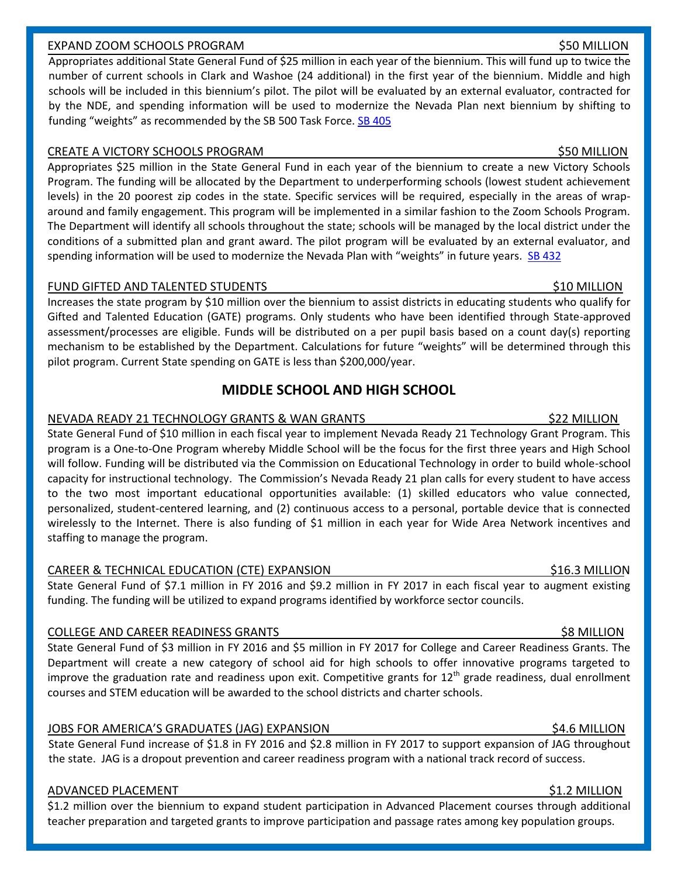### EXPAND ZOOM SCHOOLS PROGRAM — $50 MILLION

Appropriates additional State General Fund of $25 million in each year of the biennium. This will fund up to twice the number of current schools in Clark and Washoe (24 additional) in the first year of the biennium. Middle and high schools will be included in this biennium's pilot. The pilot will be evaluated by an external evaluator, contracted for by the NDE, and spending information will be used to modernize the Nevada Plan next biennium by shifting to funding "weights" as recommended by the SB 500 Task Force. SB 405

### CREATE A VICTORY SCHOOLS PROGRAM — $50 MILLION

Appropriates $25 million in the State General Fund in each year of the biennium to create a new Victory Schools Program. The funding will be allocated by the Department to underperforming schools (lowest student achievement levels) in the 20 poorest zip codes in the state. Specific services will be required, especially in the areas of wrap-around and family engagement. This program will be implemented in a similar fashion to the Zoom Schools Program. The Department will identify all schools throughout the state; schools will be managed by the local district under the conditions of a submitted plan and grant award. The pilot program will be evaluated by an external evaluator, and spending information will be used to modernize the Nevada Plan with "weights" in future years. SB 432

### FUND GIFTED AND TALENTED STUDENTS — $10 MILLION

Increases the state program by $10 million over the biennium to assist districts in educating students who qualify for Gifted and Talented Education (GATE) programs. Only students who have been identified through State-approved assessment/processes are eligible. Funds will be distributed on a per pupil basis based on a count day(s) reporting mechanism to be established by the Department. Calculations for future "weights" will be determined through this pilot program. Current State spending on GATE is less than $200,000/year.

## MIDDLE SCHOOL AND HIGH SCHOOL

### NEVADA READY 21 TECHNOLOGY GRANTS & WAN GRANTS — $22 MILLION

State General Fund of $10 million in each fiscal year to implement Nevada Ready 21 Technology Grant Program. This program is a One-to-One Program whereby Middle School will be the focus for the first three years and High School will follow. Funding will be distributed via the Commission on Educational Technology in order to build whole-school capacity for instructional technology. The Commission's Nevada Ready 21 plan calls for every student to have access to the two most important educational opportunities available: (1) skilled educators who value connected, personalized, student-centered learning, and (2) continuous access to a personal, portable device that is connected wirelessly to the Internet. There is also funding of $1 million in each year for Wide Area Network incentives and staffing to manage the program.

### CAREER & TECHNICAL EDUCATION (CTE) EXPANSION — $16.3 MILLION

State General Fund of $7.1 million in FY 2016 and $9.2 million in FY 2017 in each fiscal year to augment existing funding. The funding will be utilized to expand programs identified by workforce sector councils.

### COLLEGE AND CAREER READINESS GRANTS — $8 MILLION

State General Fund of $3 million in FY 2016 and $5 million in FY 2017 for College and Career Readiness Grants. The Department will create a new category of school aid for high schools to offer innovative programs targeted to improve the graduation rate and readiness upon exit. Competitive grants for 12th grade readiness, dual enrollment courses and STEM education will be awarded to the school districts and charter schools.

### JOBS FOR AMERICA'S GRADUATES (JAG) EXPANSION — $4.6 MILLION

State General Fund increase of $1.8 in FY 2016 and $2.8 million in FY 2017 to support expansion of JAG throughout the state. JAG is a dropout prevention and career readiness program with a national track record of success.

### ADVANCED PLACEMENT — $1.2 MILLION

$1.2 million over the biennium to expand student participation in Advanced Placement courses through additional teacher preparation and targeted grants to improve participation and passage rates among key population groups.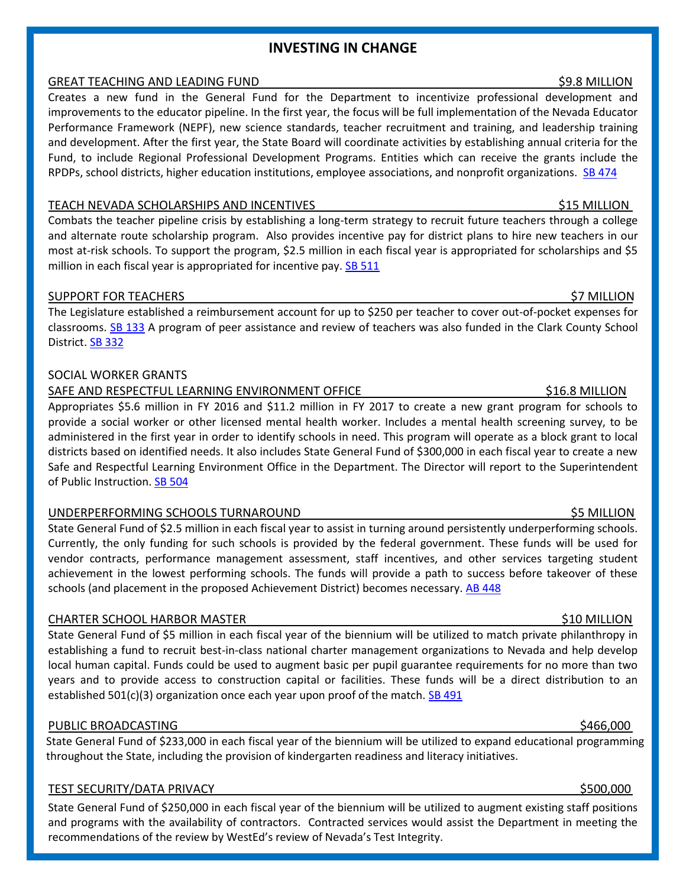# INVESTING IN CHANGE

**GREAT TEACHING AND LEADING FUND — $9.8 MILLION**

Creates a new fund in the General Fund for the Department to incentivize professional development and improvements to the educator pipeline. In the first year, the focus will be full implementation of the Nevada Educator Performance Framework (NEPF), new science standards, teacher recruitment and training, and leadership training and development. After the first year, the State Board will coordinate activities by establishing annual criteria for the Fund, to include Regional Professional Development Programs. Entities which can receive the grants include the RPDPs, school districts, higher education institutions, employee associations, and nonprofit organizations. SB 474

**TEACH NEVADA SCHOLARSHIPS AND INCENTIVES — $15 MILLION**

Combats the teacher pipeline crisis by establishing a long-term strategy to recruit future teachers through a college and alternate route scholarship program. Also provides incentive pay for district plans to hire new teachers in our most at-risk schools. To support the program, $2.5 million in each fiscal year is appropriated for scholarships and $5 million in each fiscal year is appropriated for incentive pay. SB 511

**SUPPORT FOR TEACHERS — $7 MILLION**

The Legislature established a reimbursement account for up to $250 per teacher to cover out-of-pocket expenses for classrooms. SB 133 A program of peer assistance and review of teachers was also funded in the Clark County School District. SB 332

**SOCIAL WORKER GRANTS**
**SAFE AND RESPECTFUL LEARNING ENVIRONMENT OFFICE — $16.8 MILLION**

Appropriates $5.6 million in FY 2016 and $11.2 million in FY 2017 to create a new grant program for schools to provide a social worker or other licensed mental health worker. Includes a mental health screening survey, to be administered in the first year in order to identify schools in need. This program will operate as a block grant to local districts based on identified needs. It also includes State General Fund of $300,000 in each fiscal year to create a new Safe and Respectful Learning Environment Office in the Department. The Director will report to the Superintendent of Public Instruction. SB 504

**UNDERPERFORMING SCHOOLS TURNAROUND — $5 MILLION**

State General Fund of $2.5 million in each fiscal year to assist in turning around persistently underperforming schools. Currently, the only funding for such schools is provided by the federal government. These funds will be used for vendor contracts, performance management assessment, staff incentives, and other services targeting student achievement in the lowest performing schools. The funds will provide a path to success before takeover of these schools (and placement in the proposed Achievement District) becomes necessary. AB 448

**CHARTER SCHOOL HARBOR MASTER — $10 MILLION**

State General Fund of $5 million in each fiscal year of the biennium will be utilized to match private philanthropy in establishing a fund to recruit best-in-class national charter management organizations to Nevada and help develop local human capital. Funds could be used to augment basic per pupil guarantee requirements for no more than two years and to provide access to construction capital or facilities. These funds will be a direct distribution to an established 501(c)(3) organization once each year upon proof of the match. SB 491

**PUBLIC BROADCASTING — $466,000**

State General Fund of $233,000 in each fiscal year of the biennium will be utilized to expand educational programming throughout the State, including the provision of kindergarten readiness and literacy initiatives.

**TEST SECURITY/DATA PRIVACY — $500,000**

State General Fund of $250,000 in each fiscal year of the biennium will be utilized to augment existing staff positions and programs with the availability of contractors. Contracted services would assist the Department in meeting the recommendations of the review by WestEd's review of Nevada's Test Integrity.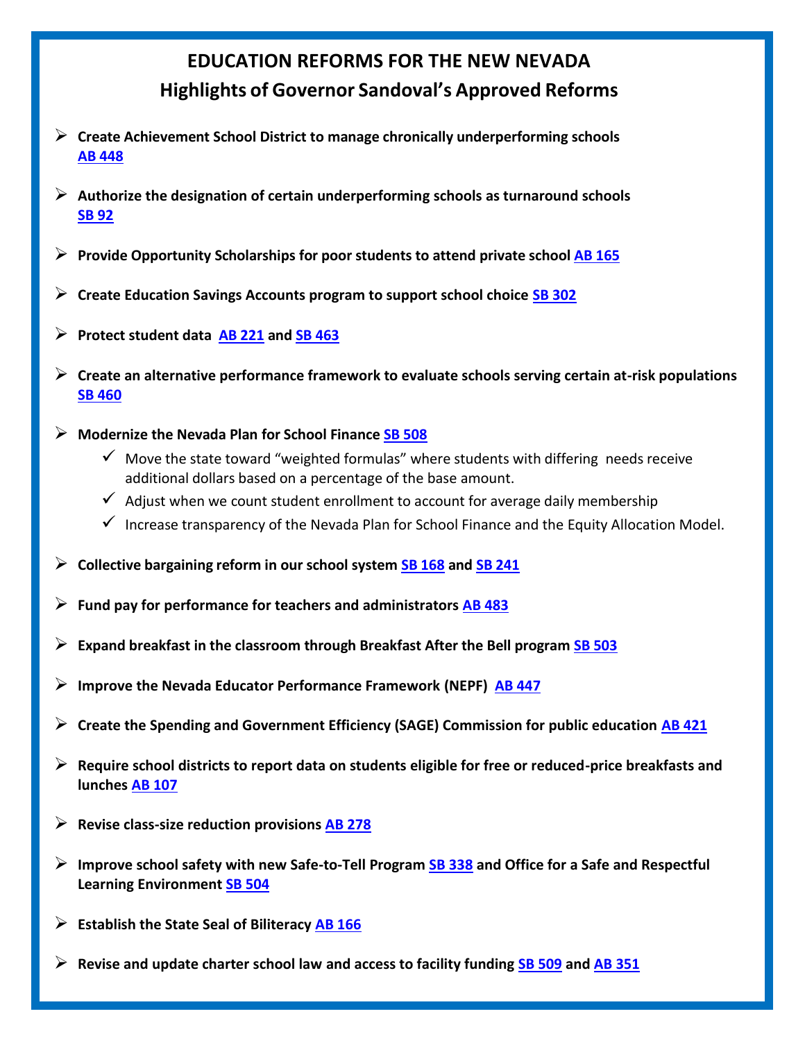# EDUCATION REFORMS FOR THE NEW NEVADA

## Highlights of Governor Sandoval's Approved Reforms

- **Create Achievement School District to manage chronically underperforming schools AB 448**
- **Authorize the designation of certain underperforming schools as turnaround schools SB 92**
- **Provide Opportunity Scholarships for poor students to attend private school AB 165**
- **Create Education Savings Accounts program to support school choice SB 302**
- **Protect student data AB 221 and SB 463**
- **Create an alternative performance framework to evaluate schools serving certain at-risk populations SB 460**
- **Modernize the Nevada Plan for School Finance SB 508**
  - Move the state toward "weighted formulas" where students with differing needs receive additional dollars based on a percentage of the base amount.
  - Adjust when we count student enrollment to account for average daily membership
  - Increase transparency of the Nevada Plan for School Finance and the Equity Allocation Model.
- **Collective bargaining reform in our school system SB 168 and SB 241**
- **Fund pay for performance for teachers and administrators AB 483**
- **Expand breakfast in the classroom through Breakfast After the Bell program SB 503**
- **Improve the Nevada Educator Performance Framework (NEPF) AB 447**
- **Create the Spending and Government Efficiency (SAGE) Commission for public education AB 421**
- **Require school districts to report data on students eligible for free or reduced-price breakfasts and lunches AB 107**
- **Revise class-size reduction provisions AB 278**
- **Improve school safety with new Safe-to-Tell Program SB 338 and Office for a Safe and Respectful Learning Environment SB 504**
- **Establish the State Seal of Biliteracy AB 166**
- **Revise and update charter school law and access to facility funding SB 509 and AB 351**